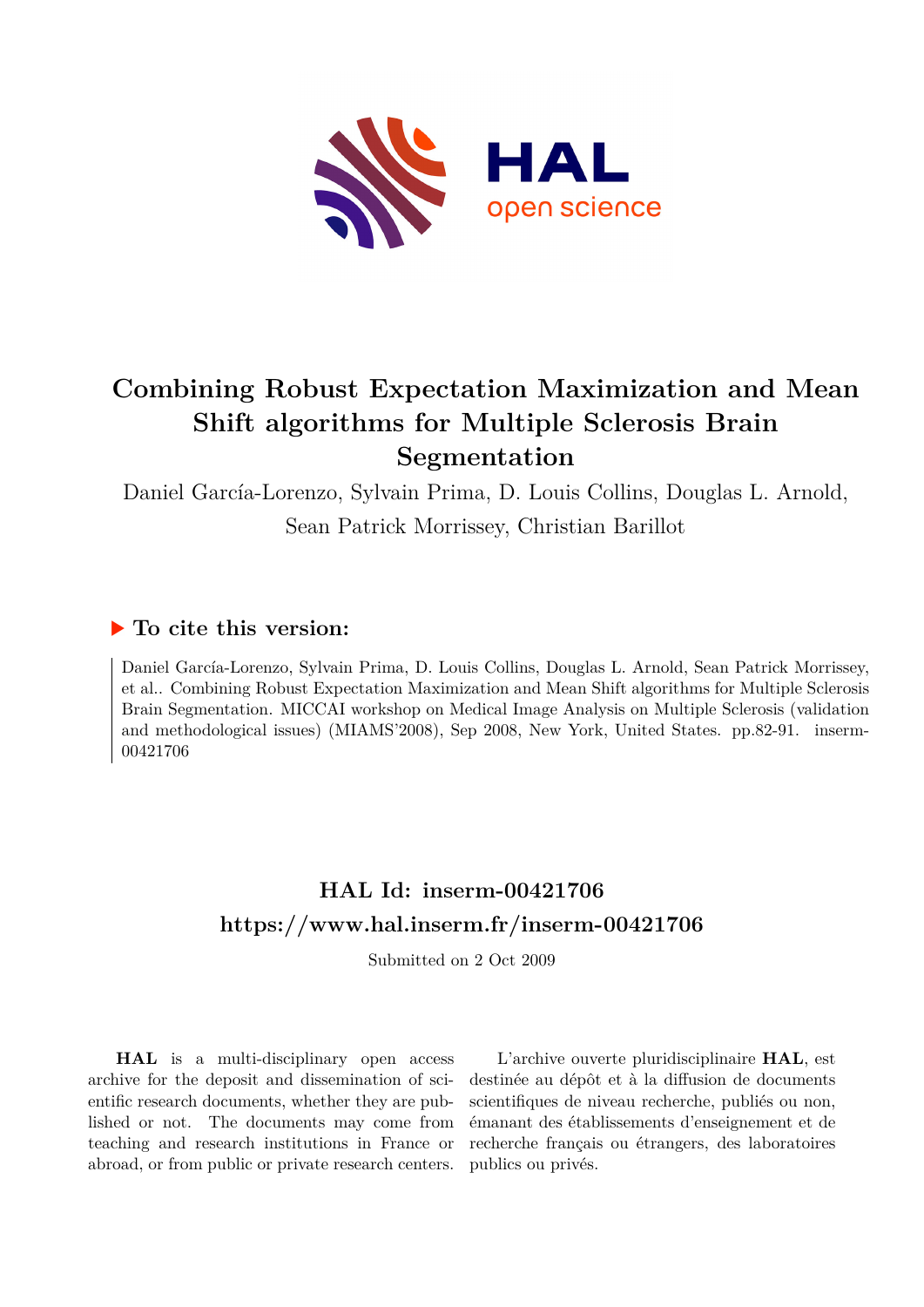# Combining Robust Expectation Maximization and Mean Shift algorithms for Multiple Sclerosis Brain Segmentation

Daniel García-Lorenzo, Sylvain Prima, D. Louis Collins, Douglas L. Arnold, Sean Patrick Morrissey, Christian Barillot

## ▶ To cite this version:

Daniel García-Lorenzo, Sylvain Prima, D. Louis Collins, Douglas L. Arnold, Sean Patrick Morrissey, et al.. Combining Robust Expectation Maximization and Mean Shift algorithms for Multiple Sclerosis Brain Segmentation. MICCAI workshop on Medical Image Analysis on Multiple Sclerosis (validation and methodological issues) (MIAMS'2008), Sep 2008, New York, United States. pp.82-91. inserm-00421706

## HAL Id: inserm-00421706

## https://www.hal.inserm.fr/inserm-00421706

Submitted on 2 Oct 2009

**HAL** is a multi-disciplinary open access archive for the deposit and dissemination of scientific research documents, whether they are published or not. The documents may come from teaching and research institutions in France or abroad, or from public or private research centers.

L'archive ouverte pluridisciplinaire **HAL**, est destinée au dépôt et à la diffusion de documents scientifiques de niveau recherche, publiés ou non, émanant des établissements d'enseignement et de recherche français ou étrangers, des laboratoires publics ou privés.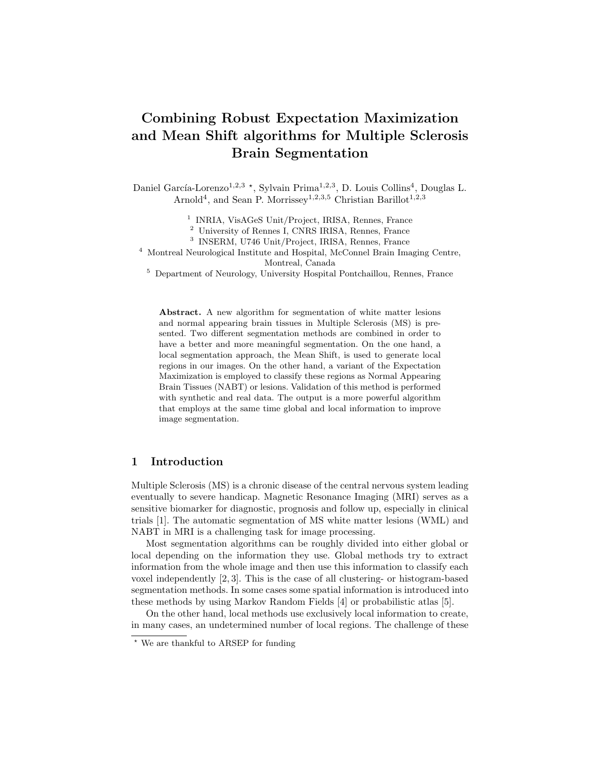# Combining Robust Expectation Maximization and Mean Shift algorithms for Multiple Sclerosis Brain Segmentation

Daniel García-Lorenzo[1,2,3] *, Sylvain Prima[1,2,3], D. Louis Collins[4], Douglas L. Arnold[4], and Sean P. Morrissey[1,2,3,5] Christian Barillot[1,2,3]

[1] INRIA, VisAGeS Unit/Project, IRISA, Rennes, France
[2] University of Rennes I, CNRS IRISA, Rennes, France
[3] INSERM, U746 Unit/Project, IRISA, Rennes, France
[4] Montreal Neurological Institute and Hospital, McConnel Brain Imaging Centre, Montreal, Canada
[5] Department of Neurology, University Hospital Pontchaillou, Rennes, France

**Abstract.** A new algorithm for segmentation of white matter lesions and normal appearing brain tissues in Multiple Sclerosis (MS) is presented. Two different segmentation methods are combined in order to have a better and more meaningful segmentation. On the one hand, a local segmentation approach, the Mean Shift, is used to generate local regions in our images. On the other hand, a variant of the Expectation Maximization is employed to classify these regions as Normal Appearing Brain Tissues (NABT) or lesions. Validation of this method is performed with synthetic and real data. The output is a more powerful algorithm that employs at the same time global and local information to improve image segmentation.

## 1 Introduction

Multiple Sclerosis (MS) is a chronic disease of the central nervous system leading eventually to severe handicap. Magnetic Resonance Imaging (MRI) serves as a sensitive biomarker for diagnostic, prognosis and follow up, especially in clinical trials [1]. The automatic segmentation of MS white matter lesions (WML) and NABT in MRI is a challenging task for image processing.

Most segmentation algorithms can be roughly divided into either global or local depending on the information they use. Global methods try to extract information from the whole image and then use this information to classify each voxel independently [2, 3]. This is the case of all clustering- or histogram-based segmentation methods. In some cases some spatial information is introduced into these methods by using Markov Random Fields [4] or probabilistic atlas [5].

On the other hand, local methods use exclusively local information to create, in many cases, an undetermined number of local regions. The challenge of these

* We are thankful to ARSEP for funding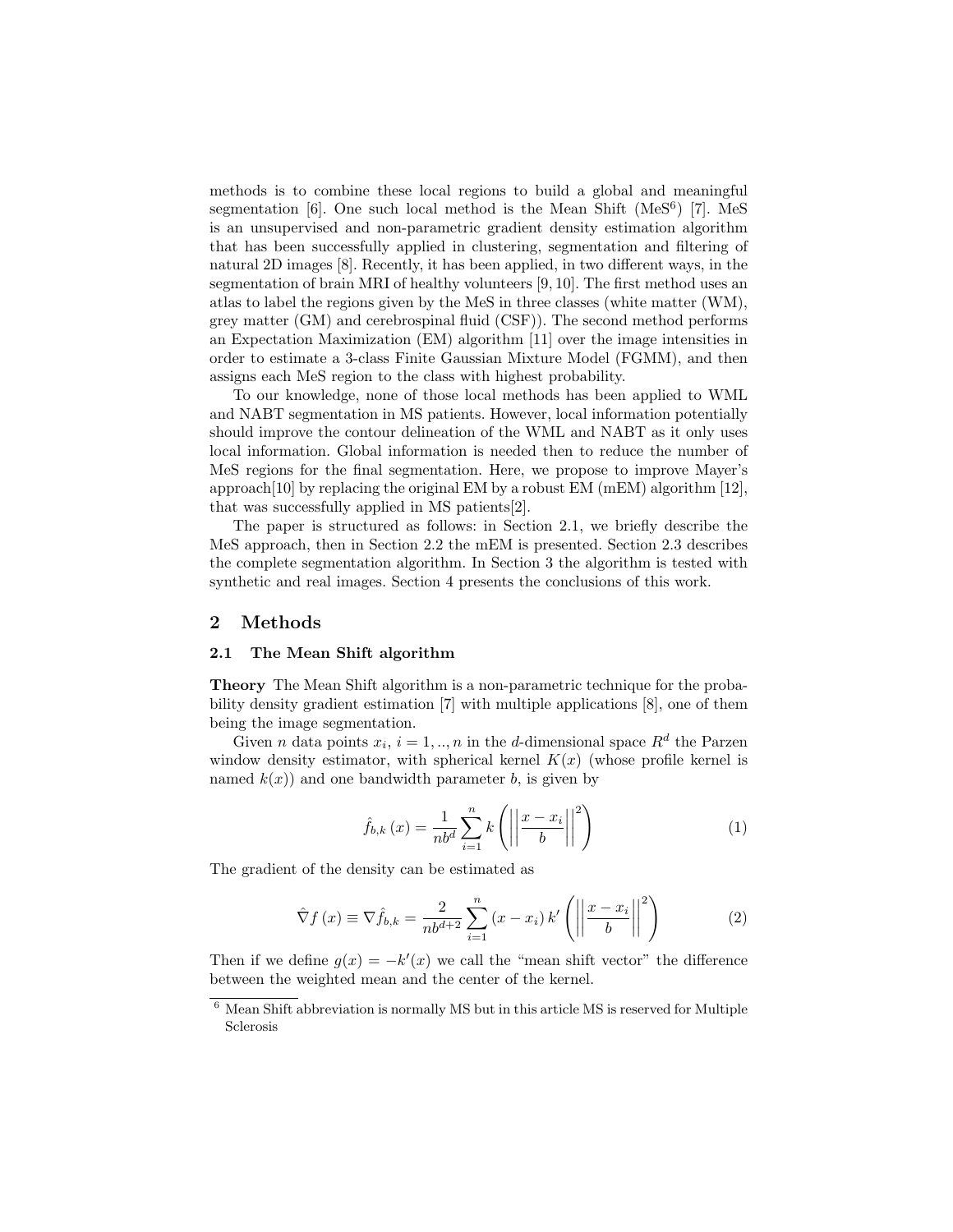methods is to combine these local regions to build a global and meaningful segmentation [6]. One such local method is the Mean Shift (MeS[6]) [7]. MeS is an unsupervised and non-parametric gradient density estimation algorithm that has been successfully applied in clustering, segmentation and filtering of natural 2D images [8]. Recently, it has been applied, in two different ways, in the segmentation of brain MRI of healthy volunteers [9, 10]. The first method uses an atlas to label the regions given by the MeS in three classes (white matter (WM), grey matter (GM) and cerebrospinal fluid (CSF)). The second method performs an Expectation Maximization (EM) algorithm [11] over the image intensities in order to estimate a 3-class Finite Gaussian Mixture Model (FGMM), and then assigns each MeS region to the class with highest probability.

To our knowledge, none of those local methods has been applied to WML and NABT segmentation in MS patients. However, local information potentially should improve the contour delineation of the WML and NABT as it only uses local information. Global information is needed then to reduce the number of MeS regions for the final segmentation. Here, we propose to improve Mayer's approach[10] by replacing the original EM by a robust EM (mEM) algorithm [12], that was successfully applied in MS patients[2].

The paper is structured as follows: in Section 2.1, we briefly describe the MeS approach, then in Section 2.2 the mEM is presented. Section 2.3 describes the complete segmentation algorithm. In Section 3 the algorithm is tested with synthetic and real images. Section 4 presents the conclusions of this work.

## 2 Methods

### 2.1 The Mean Shift algorithm

**Theory** The Mean Shift algorithm is a non-parametric technique for the probability density gradient estimation [7] with multiple applications [8], one of them being the image segmentation.

Given $n$ data points $x_i$, $i = 1, .., n$ in the $d$-dimensional space $R^d$ the Parzen window density estimator, with spherical kernel $K(x)$ (whose profile kernel is named $k(x)$) and one bandwidth parameter $b$, is given by

$$\hat{f}_{b,k}(x) = \frac{1}{nb^d} \sum_{i=1}^{n} k\left(\left|\left|\frac{x - x_i}{b}\right|\right|^2\right) \tag{1}$$

The gradient of the density can be estimated as

$$\hat{\nabla} f(x) \equiv \nabla \hat{f}_{b,k} = \frac{2}{nb^{d+2}} \sum_{i=1}^{n} (x - x_i)\, k'\left(\left|\left|\frac{x - x_i}{b}\right|\right|^2\right) \tag{2}$$

Then if we define $g(x) = -k'(x)$ we call the "mean shift vector" the difference between the weighted mean and the center of the kernel.

[6] Mean Shift abbreviation is normally MS but in this article MS is reserved for Multiple Sclerosis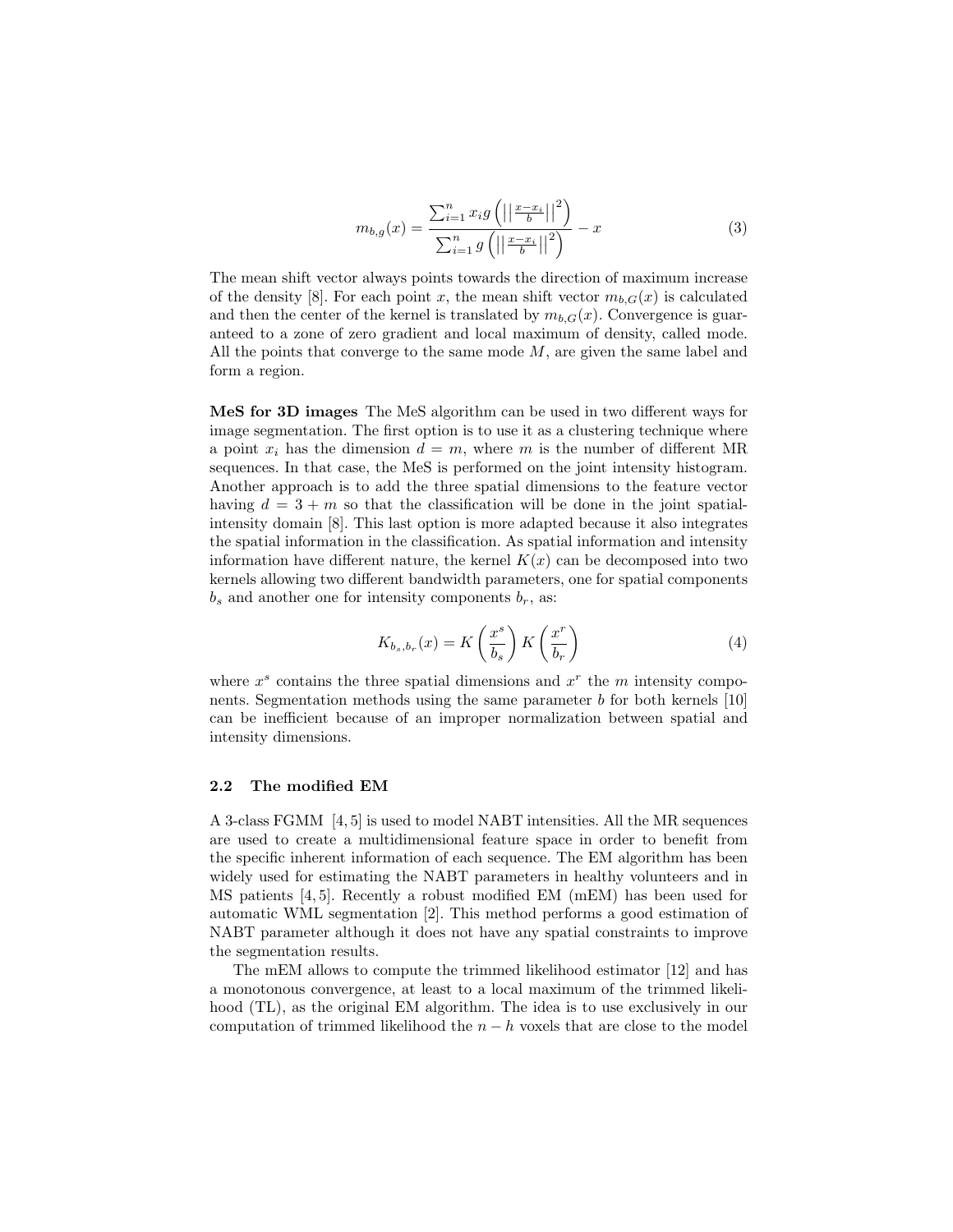$$m_{b,g}(x) = \frac{\sum_{i=1}^{n} x_i g\left(\left|\left|\frac{x-x_i}{b}\right|\right|^2\right)}{\sum_{i=1}^{n} g\left(\left|\left|\frac{x-x_i}{b}\right|\right|^2\right)} - x \tag{3}$$

The mean shift vector always points towards the direction of maximum increase of the density [8]. For each point $x$, the mean shift vector $m_{b,G}(x)$ is calculated and then the center of the kernel is translated by $m_{b,G}(x)$. Convergence is guaranteed to a zone of zero gradient and local maximum of density, called mode. All the points that converge to the same mode $M$, are given the same label and form a region.

**MeS for 3D images** The MeS algorithm can be used in two different ways for image segmentation. The first option is to use it as a clustering technique where a point $x_i$ has the dimension $d = m$, where $m$ is the number of different MR sequences. In that case, the MeS is performed on the joint intensity histogram. Another approach is to add the three spatial dimensions to the feature vector having $d = 3 + m$ so that the classification will be done in the joint spatial-intensity domain [8]. This last option is more adapted because it also integrates the spatial information in the classification. As spatial information and intensity information have different nature, the kernel $K(x)$ can be decomposed into two kernels allowing two different bandwidth parameters, one for spatial components $b_s$ and another one for intensity components $b_r$, as:

$$K_{b_s,b_r}(x) = K\left(\frac{x^s}{b_s}\right) K\left(\frac{x^r}{b_r}\right) \tag{4}$$

where $x^s$ contains the three spatial dimensions and $x^r$ the $m$ intensity components. Segmentation methods using the same parameter $b$ for both kernels [10] can be inefficient because of an improper normalization between spatial and intensity dimensions.

### 2.2 The modified EM

A 3-class FGMM [4, 5] is used to model NABT intensities. All the MR sequences are used to create a multidimensional feature space in order to benefit from the specific inherent information of each sequence. The EM algorithm has been widely used for estimating the NABT parameters in healthy volunteers and in MS patients [4, 5]. Recently a robust modified EM (mEM) has been used for automatic WML segmentation [2]. This method performs a good estimation of NABT parameter although it does not have any spatial constraints to improve the segmentation results.

The mEM allows to compute the trimmed likelihood estimator [12] and has a monotonous convergence, at least to a local maximum of the trimmed likelihood (TL), as the original EM algorithm. The idea is to use exclusively in our computation of trimmed likelihood the $n - h$ voxels that are close to the model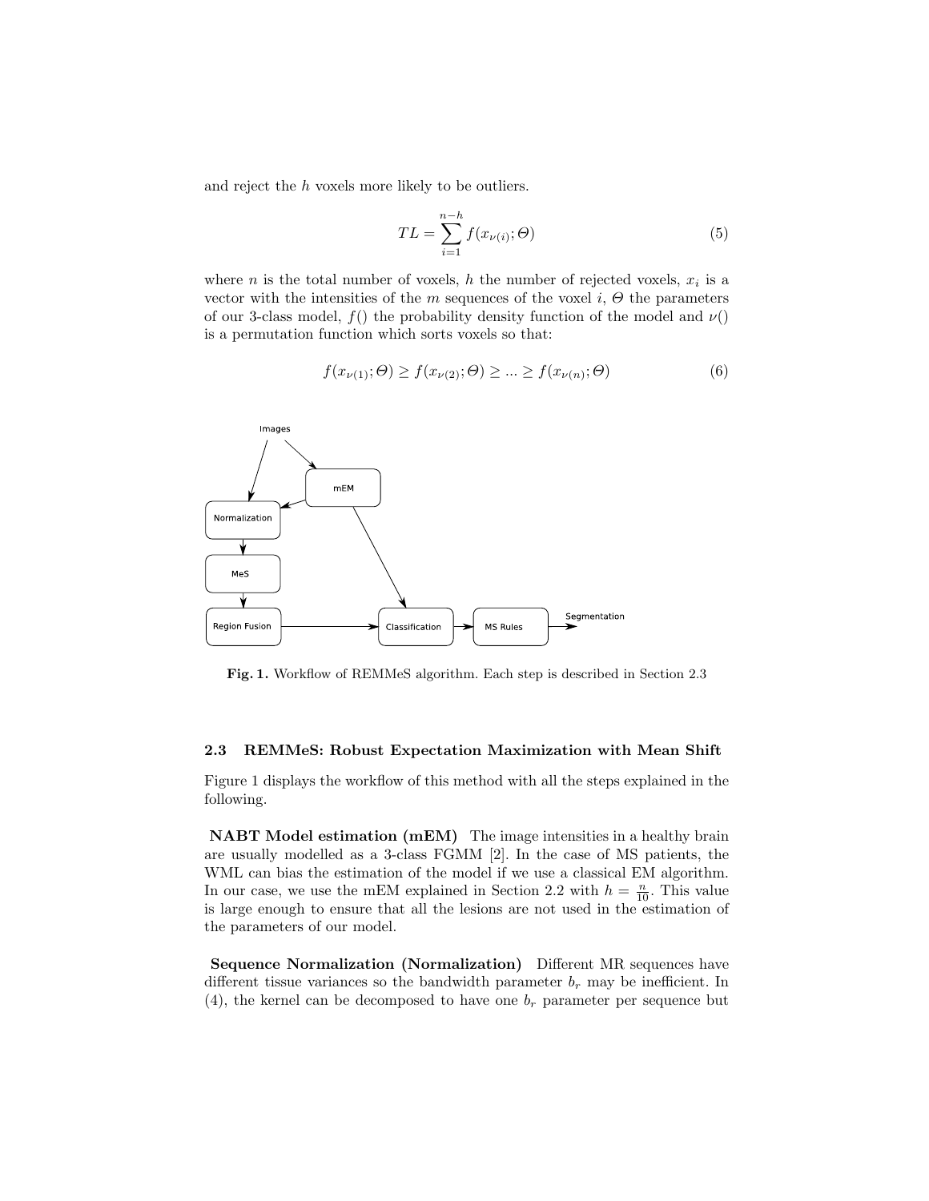and reject the $h$ voxels more likely to be outliers.

$$TL = \sum_{i=1}^{n-h} f(x_{\nu(i)}; \Theta) \tag{5}$$

where $n$ is the total number of voxels, $h$ the number of rejected voxels, $x_i$ is a vector with the intensities of the $m$ sequences of the voxel $i$, $\Theta$ the parameters of our 3-class model, $f()$ the probability density function of the model and $\nu()$ is a permutation function which sorts voxels so that:

$$f(x_{\nu(1)}; \Theta) \geq f(x_{\nu(2)}; \Theta) \geq ... \geq f(x_{\nu(n)}; \Theta) \tag{6}$$

**Fig. 1.** Workflow of REMMeS algorithm. Each step is described in Section 2.3

### 2.3 REMMeS: Robust Expectation Maximization with Mean Shift

Figure 1 displays the workflow of this method with all the steps explained in the following.

**NABT Model estimation (mEM)** The image intensities in a healthy brain are usually modelled as a 3-class FGMM [2]. In the case of MS patients, the WML can bias the estimation of the model if we use a classical EM algorithm. In our case, we use the mEM explained in Section 2.2 with $h = \frac{n}{10}$. This value is large enough to ensure that all the lesions are not used in the estimation of the parameters of our model.

**Sequence Normalization (Normalization)** Different MR sequences have different tissue variances so the bandwidth parameter $b_r$ may be inefficient. In (4), the kernel can be decomposed to have one $b_r$ parameter per sequence but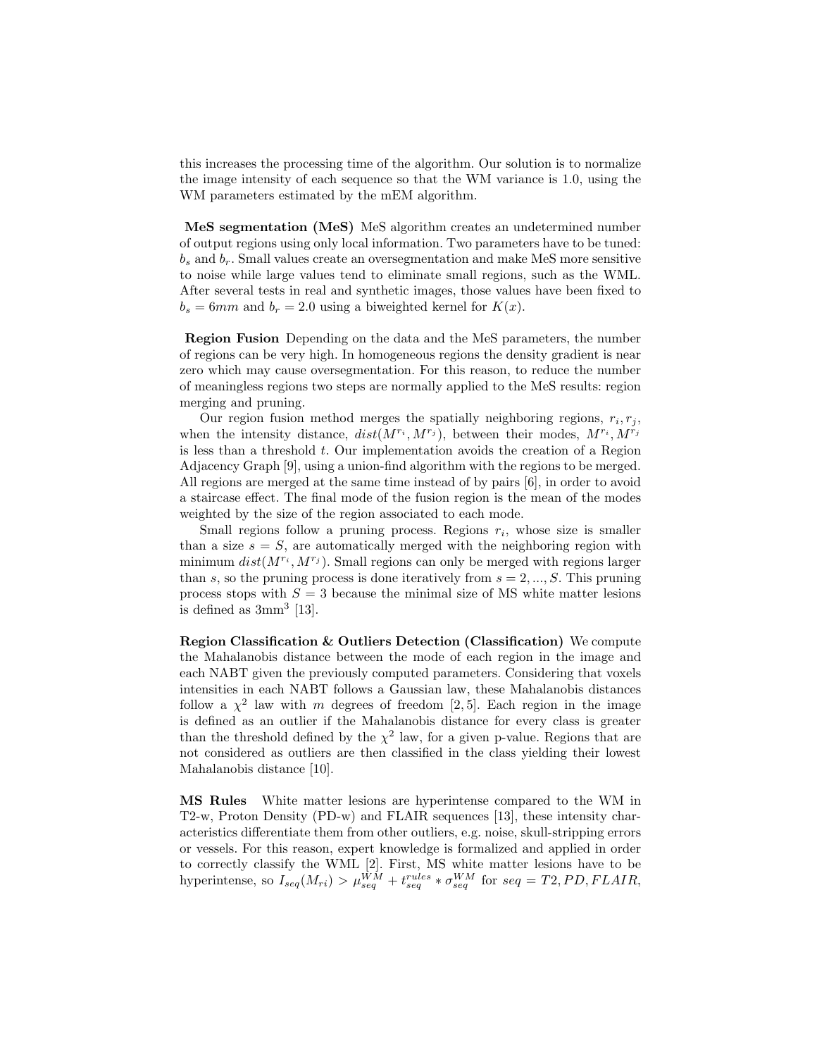this increases the processing time of the algorithm. Our solution is to normalize the image intensity of each sequence so that the WM variance is 1.0, using the WM parameters estimated by the mEM algorithm.

**MeS segmentation (MeS)** MeS algorithm creates an undetermined number of output regions using only local information. Two parameters have to be tuned: $b_s$ and $b_r$. Small values create an oversegmentation and make MeS more sensitive to noise while large values tend to eliminate small regions, such as the WML. After several tests in real and synthetic images, those values have been fixed to $b_s = 6mm$ and $b_r = 2.0$ using a biweighted kernel for $K(x)$.

**Region Fusion** Depending on the data and the MeS parameters, the number of regions can be very high. In homogeneous regions the density gradient is near zero which may cause oversegmentation. For this reason, to reduce the number of meaningless regions two steps are normally applied to the MeS results: region merging and pruning.

Our region fusion method merges the spatially neighboring regions, $r_i, r_j$, when the intensity distance, $dist(M^{r_i}, M^{r_j})$, between their modes, $M^{r_i}, M^{r_j}$ is less than a threshold $t$. Our implementation avoids the creation of a Region Adjacency Graph [9], using a union-find algorithm with the regions to be merged. All regions are merged at the same time instead of by pairs [6], in order to avoid a staircase effect. The final mode of the fusion region is the mean of the modes weighted by the size of the region associated to each mode.

Small regions follow a pruning process. Regions $r_i$, whose size is smaller than a size $s = S$, are automatically merged with the neighboring region with minimum $dist(M^{r_i}, M^{r_j})$. Small regions can only be merged with regions larger than $s$, so the pruning process is done iteratively from $s = 2, ..., S$. This pruning process stops with $S = 3$ because the minimal size of MS white matter lesions is defined as $3\text{mm}^3$ [13].

**Region Classification & Outliers Detection (Classification)** We compute the Mahalanobis distance between the mode of each region in the image and each NABT given the previously computed parameters. Considering that voxels intensities in each NABT follows a Gaussian law, these Mahalanobis distances follow a $\chi^2$ law with $m$ degrees of freedom [2, 5]. Each region in the image is defined as an outlier if the Mahalanobis distance for every class is greater than the threshold defined by the $\chi^2$ law, for a given p-value. Regions that are not considered as outliers are then classified in the class yielding their lowest Mahalanobis distance [10].

**MS Rules** White matter lesions are hyperintense compared to the WM in T2-w, Proton Density (PD-w) and FLAIR sequences [13], these intensity characteristics differentiate them from other outliers, e.g. noise, skull-stripping errors or vessels. For this reason, expert knowledge is formalized and applied in order to correctly classify the WML [2]. First, MS white matter lesions have to be hyperintense, so $I_{seq}(M_{ri}) > \mu_{seq}^{WM} + t_{seq}^{rules} * \sigma_{seq}^{WM}$ for $seq = T2, PD, FLAIR$,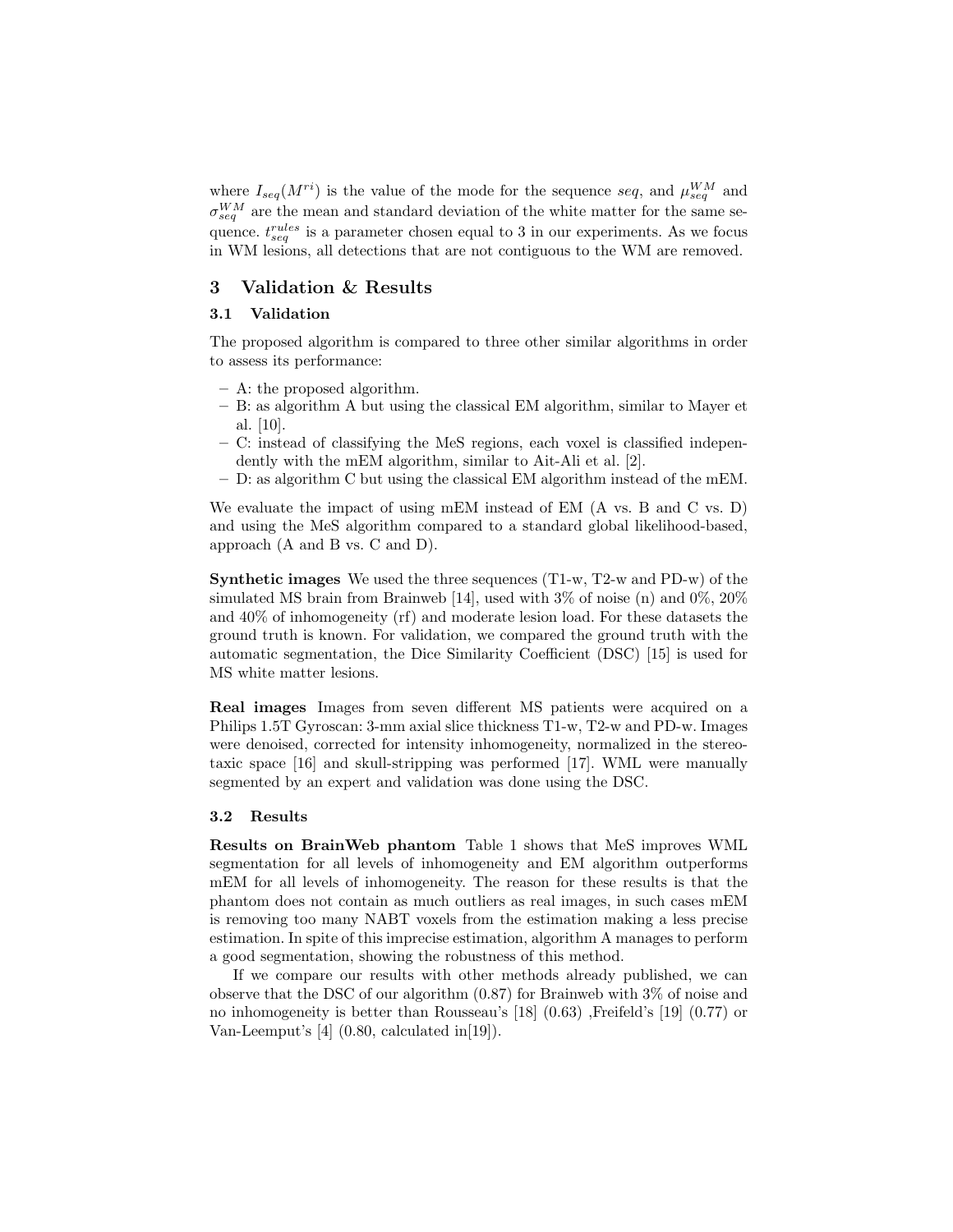where $I_{seq}(M^{ri})$ is the value of the mode for the sequence $seq$, and $\mu_{seq}^{WM}$ and $\sigma_{seq}^{WM}$ are the mean and standard deviation of the white matter for the same sequence. $t_{seq}^{rules}$ is a parameter chosen equal to 3 in our experiments. As we focus in WM lesions, all detections that are not contiguous to the WM are removed.

## 3 Validation & Results

### 3.1 Validation

The proposed algorithm is compared to three other similar algorithms in order to assess its performance:

- A: the proposed algorithm.
- B: as algorithm A but using the classical EM algorithm, similar to Mayer et al. [10].
- C: instead of classifying the MeS regions, each voxel is classified independently with the mEM algorithm, similar to Ait-Ali et al. [2].
- D: as algorithm C but using the classical EM algorithm instead of the mEM.

We evaluate the impact of using mEM instead of EM (A vs. B and C vs. D) and using the MeS algorithm compared to a standard global likelihood-based, approach (A and B vs. C and D).

**Synthetic images** We used the three sequences (T1-w, T2-w and PD-w) of the simulated MS brain from Brainweb [14], used with 3% of noise (n) and 0%, 20% and 40% of inhomogeneity (rf) and moderate lesion load. For these datasets the ground truth is known. For validation, we compared the ground truth with the automatic segmentation, the Dice Similarity Coefficient (DSC) [15] is used for MS white matter lesions.

**Real images** Images from seven different MS patients were acquired on a Philips 1.5T Gyroscan: 3-mm axial slice thickness T1-w, T2-w and PD-w. Images were denoised, corrected for intensity inhomogeneity, normalized in the stereotaxic space [16] and skull-stripping was performed [17]. WML were manually segmented by an expert and validation was done using the DSC.

### 3.2 Results

**Results on BrainWeb phantom** Table 1 shows that MeS improves WML segmentation for all levels of inhomogeneity and EM algorithm outperforms mEM for all levels of inhomogeneity. The reason for these results is that the phantom does not contain as much outliers as real images, in such cases mEM is removing too many NABT voxels from the estimation making a less precise estimation. In spite of this imprecise estimation, algorithm A manages to perform a good segmentation, showing the robustness of this method.

If we compare our results with other methods already published, we can observe that the DSC of our algorithm (0.87) for Brainweb with 3% of noise and no inhomogeneity is better than Rousseau's [18] (0.63) ,Freifeld's [19] (0.77) or Van-Leemput's [4] (0.80, calculated in[19]).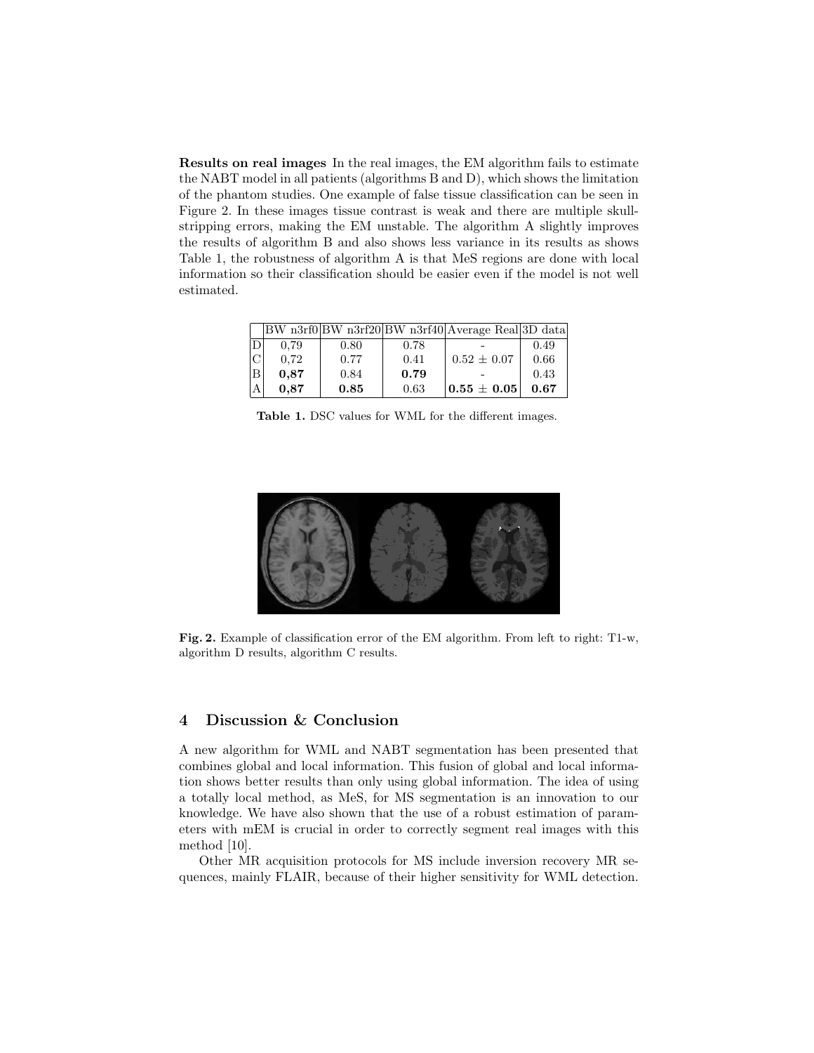**Results on real images** In the real images, the EM algorithm fails to estimate the NABT model in all patients (algorithms B and D), which shows the limitation of the phantom studies. One example of false tissue classification can be seen in Figure 2. In these images tissue contrast is weak and there are multiple skull-stripping errors, making the EM unstable. The algorithm A slightly improves the results of algorithm B and also shows less variance in its results as shows Table 1, the robustness of algorithm A is that MeS regions are done with local information so their classification should be easier even if the model is not well estimated.

| | BW n3rf0 | BW n3rf20 | BW n3rf40 | Average Real | 3D data |
|---|---|---|---|---|---|
| D | 0,79 | 0.80 | 0.78 | - | 0.49 |
| C | 0,72 | 0.77 | 0.41 | $0.52 \pm 0.07$ | 0.66 |
| B | **0,87** | 0.84 | **0.79** | - | 0.43 |
| A | **0,87** | **0.85** | 0.63 | $\mathbf{0.55 \pm 0.05}$ | **0.67** |

**Table 1.** DSC values for WML for the different images.

**Fig. 2.** Example of classification error of the EM algorithm. From left to right: T1-w, algorithm D results, algorithm C results.

## 4 Discussion & Conclusion

A new algorithm for WML and NABT segmentation has been presented that combines global and local information. This fusion of global and local information shows better results than only using global information. The idea of using a totally local method, as MeS, for MS segmentation is an innovation to our knowledge. We have also shown that the use of a robust estimation of parameters with mEM is crucial in order to correctly segment real images with this method [10].

Other MR acquisition protocols for MS include inversion recovery MR sequences, mainly FLAIR, because of their higher sensitivity for WML detection.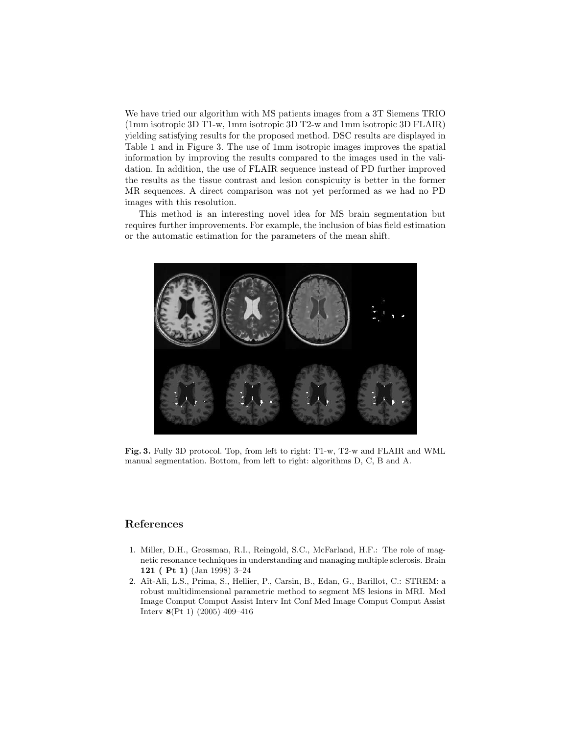We have tried our algorithm with MS patients images from a 3T Siemens TRIO (1mm isotropic 3D T1-w, 1mm isotropic 3D T2-w and 1mm isotropic 3D FLAIR) yielding satisfying results for the proposed method. DSC results are displayed in Table 1 and in Figure 3. The use of 1mm isotropic images improves the spatial information by improving the results compared to the images used in the validation. In addition, the use of FLAIR sequence instead of PD further improved the results as the tissue contrast and lesion conspicuity is better in the former MR sequences. A direct comparison was not yet performed as we had no PD images with this resolution.

This method is an interesting novel idea for MS brain segmentation but requires further improvements. For example, the inclusion of bias field estimation or the automatic estimation for the parameters of the mean shift.

**Fig. 3.** Fully 3D protocol. Top, from left to right: T1-w, T2-w and FLAIR and WML manual segmentation. Bottom, from left to right: algorithms D, C, B and A.

## References

1. Miller, D.H., Grossman, R.I., Reingold, S.C., McFarland, H.F.: The role of magnetic resonance techniques in understanding and managing multiple sclerosis. Brain **121 ( Pt 1)** (Jan 1998) 3–24
2. Aït-Ali, L.S., Prima, S., Hellier, P., Carsin, B., Edan, G., Barillot, C.: STREM: a robust multidimensional parametric method to segment MS lesions in MRI. Med Image Comput Comput Assist Interv Int Conf Med Image Comput Comput Assist Interv **8**(Pt 1) (2005) 409–416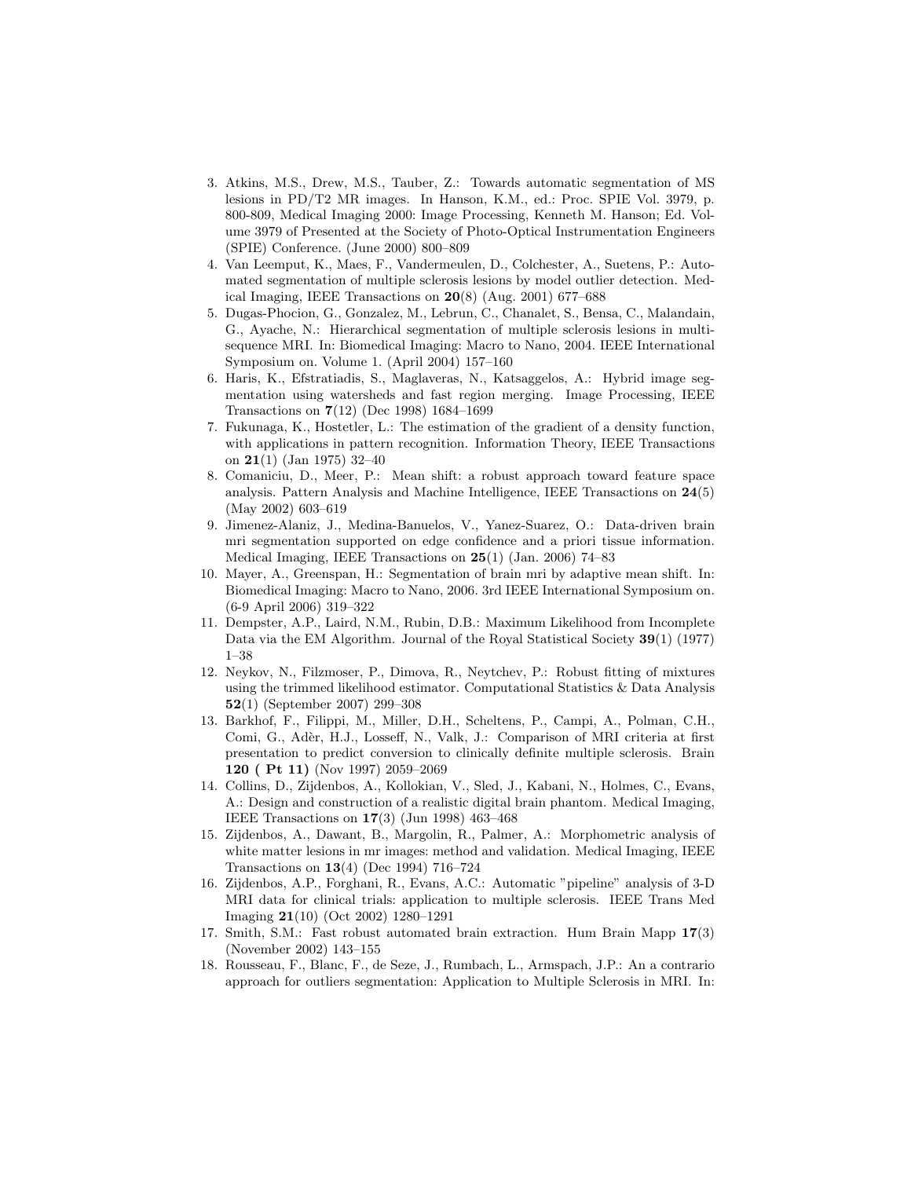3. Atkins, M.S., Drew, M.S., Tauber, Z.: Towards automatic segmentation of MS lesions in PD/T2 MR images. In Hanson, K.M., ed.: Proc. SPIE Vol. 3979, p. 800-809, Medical Imaging 2000: Image Processing, Kenneth M. Hanson; Ed. Volume 3979 of Presented at the Society of Photo-Optical Instrumentation Engineers (SPIE) Conference. (June 2000) 800–809
4. Van Leemput, K., Maes, F., Vandermeulen, D., Colchester, A., Suetens, P.: Automated segmentation of multiple sclerosis lesions by model outlier detection. Medical Imaging, IEEE Transactions on **20**(8) (Aug. 2001) 677–688
5. Dugas-Phocion, G., Gonzalez, M., Lebrun, C., Chanalet, S., Bensa, C., Malandain, G., Ayache, N.: Hierarchical segmentation of multiple sclerosis lesions in multi-sequence MRI. In: Biomedical Imaging: Macro to Nano, 2004. IEEE International Symposium on. Volume 1. (April 2004) 157–160
6. Haris, K., Efstratiadis, S., Maglaveras, N., Katsaggelos, A.: Hybrid image segmentation using watersheds and fast region merging. Image Processing, IEEE Transactions on **7**(12) (Dec 1998) 1684–1699
7. Fukunaga, K., Hostetler, L.: The estimation of the gradient of a density function, with applications in pattern recognition. Information Theory, IEEE Transactions on **21**(1) (Jan 1975) 32–40
8. Comaniciu, D., Meer, P.: Mean shift: a robust approach toward feature space analysis. Pattern Analysis and Machine Intelligence, IEEE Transactions on **24**(5) (May 2002) 603–619
9. Jimenez-Alaniz, J., Medina-Banuelos, V., Yanez-Suarez, O.: Data-driven brain mri segmentation supported on edge confidence and a priori tissue information. Medical Imaging, IEEE Transactions on **25**(1) (Jan. 2006) 74–83
10. Mayer, A., Greenspan, H.: Segmentation of brain mri by adaptive mean shift. In: Biomedical Imaging: Macro to Nano, 2006. 3rd IEEE International Symposium on. (6-9 April 2006) 319–322
11. Dempster, A.P., Laird, N.M., Rubin, D.B.: Maximum Likelihood from Incomplete Data via the EM Algorithm. Journal of the Royal Statistical Society **39**(1) (1977) 1–38
12. Neykov, N., Filzmoser, P., Dimova, R., Neytchev, P.: Robust fitting of mixtures using the trimmed likelihood estimator. Computational Statistics & Data Analysis **52**(1) (September 2007) 299–308
13. Barkhof, F., Filippi, M., Miller, D.H., Scheltens, P., Campi, A., Polman, C.H., Comi, G., Adèr, H.J., Losseff, N., Valk, J.: Comparison of MRI criteria at first presentation to predict conversion to clinically definite multiple sclerosis. Brain **120 ( Pt 11)** (Nov 1997) 2059–2069
14. Collins, D., Zijdenbos, A., Kollokian, V., Sled, J., Kabani, N., Holmes, C., Evans, A.: Design and construction of a realistic digital brain phantom. Medical Imaging, IEEE Transactions on **17**(3) (Jun 1998) 463–468
15. Zijdenbos, A., Dawant, B., Margolin, R., Palmer, A.: Morphometric analysis of white matter lesions in mr images: method and validation. Medical Imaging, IEEE Transactions on **13**(4) (Dec 1994) 716–724
16. Zijdenbos, A.P., Forghani, R., Evans, A.C.: Automatic "pipeline" analysis of 3-D MRI data for clinical trials: application to multiple sclerosis. IEEE Trans Med Imaging **21**(10) (Oct 2002) 1280–1291
17. Smith, S.M.: Fast robust automated brain extraction. Hum Brain Mapp **17**(3) (November 2002) 143–155
18. Rousseau, F., Blanc, F., de Seze, J., Rumbach, L., Armspach, J.P.: An a contrario approach for outliers segmentation: Application to Multiple Sclerosis in MRI. In: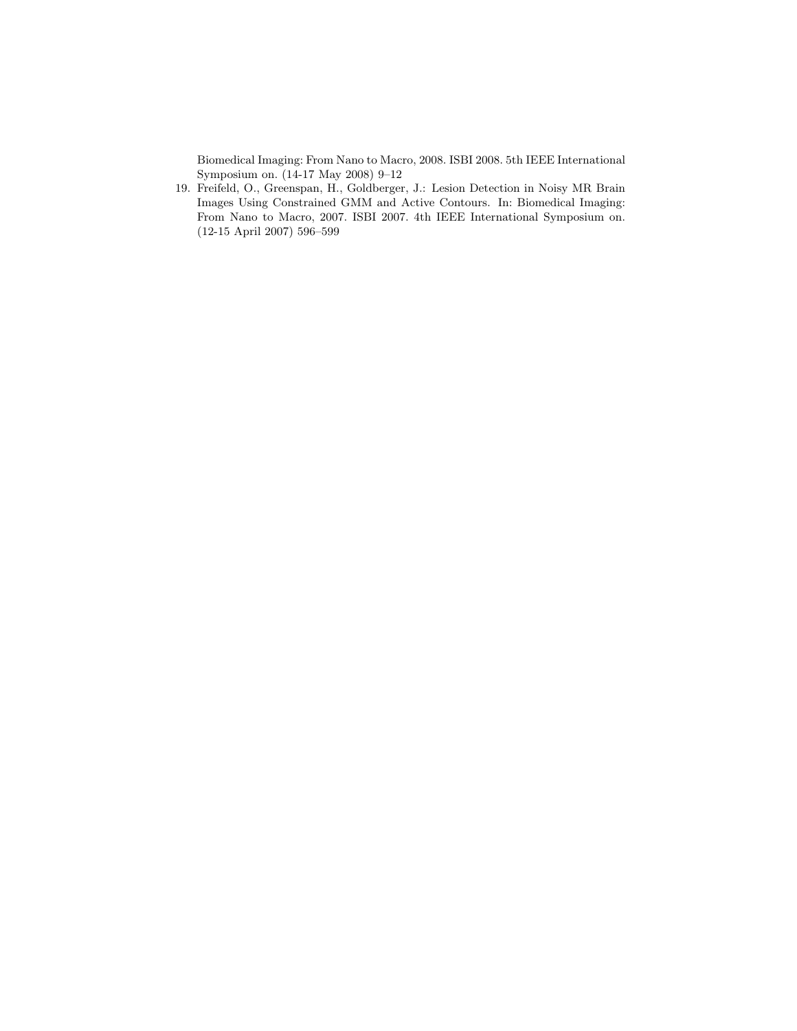Biomedical Imaging: From Nano to Macro, 2008. ISBI 2008. 5th IEEE International Symposium on. (14-17 May 2008) 9–12

19. Freifeld, O., Greenspan, H., Goldberger, J.: Lesion Detection in Noisy MR Brain Images Using Constrained GMM and Active Contours. In: Biomedical Imaging: From Nano to Macro, 2007. ISBI 2007. 4th IEEE International Symposium on. (12-15 April 2007) 596–599